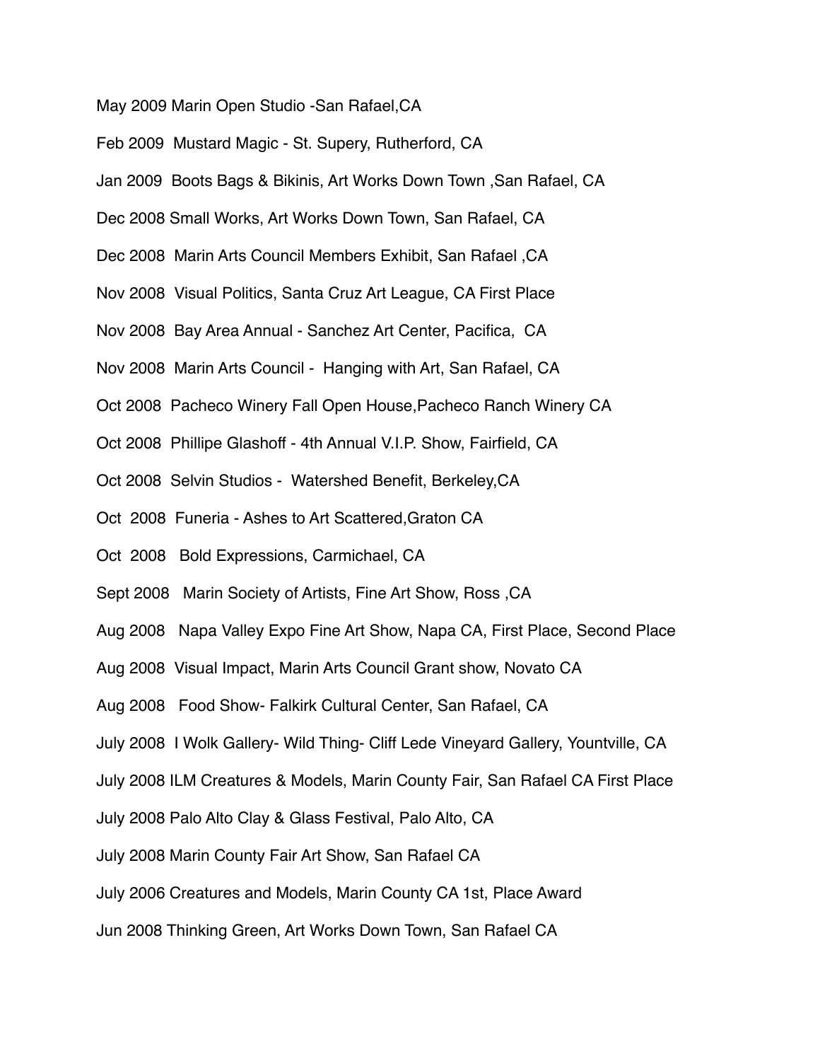May 2009 Marin Open Studio -San Rafael,CA

Feb 2009  Mustard Magic - St. Supery, Rutherford, CA

Jan 2009  Boots Bags & Bikinis, Art Works Down Town ,San Rafael, CA

Dec 2008 Small Works, Art Works Down Town, San Rafael, CA

Dec 2008  Marin Arts Council Members Exhibit, San Rafael ,CA

Nov 2008  Visual Politics, Santa Cruz Art League, CA First Place

Nov 2008  Bay Area Annual - Sanchez Art Center, Pacifica,  CA

Nov 2008  Marin Arts Council -  Hanging with Art, San Rafael, CA

Oct 2008  Pacheco Winery Fall Open House,Pacheco Ranch Winery CA

Oct 2008  Phillipe Glashoff - 4th Annual V.I.P. Show, Fairfield, CA

Oct 2008  Selvin Studios -  Watershed Benefit, Berkeley,CA

Oct  2008  Funeria - Ashes to Art Scattered,Graton CA

Oct  2008   Bold Expressions, Carmichael, CA

Sept 2008   Marin Society of Artists, Fine Art Show, Ross ,CA

Aug 2008   Napa Valley Expo Fine Art Show, Napa CA, First Place, Second Place

Aug 2008  Visual Impact, Marin Arts Council Grant show, Novato CA

Aug 2008   Food Show- Falkirk Cultural Center, San Rafael, CA

July 2008  I Wolk Gallery- Wild Thing- Cliff Lede Vineyard Gallery, Yountville, CA

July 2008 ILM Creatures & Models, Marin County Fair, San Rafael CA First Place

July 2008 Palo Alto Clay & Glass Festival, Palo Alto, CA

July 2008 Marin County Fair Art Show, San Rafael CA

July 2006 Creatures and Models, Marin County CA 1st, Place Award

Jun 2008 Thinking Green, Art Works Down Town, San Rafael CA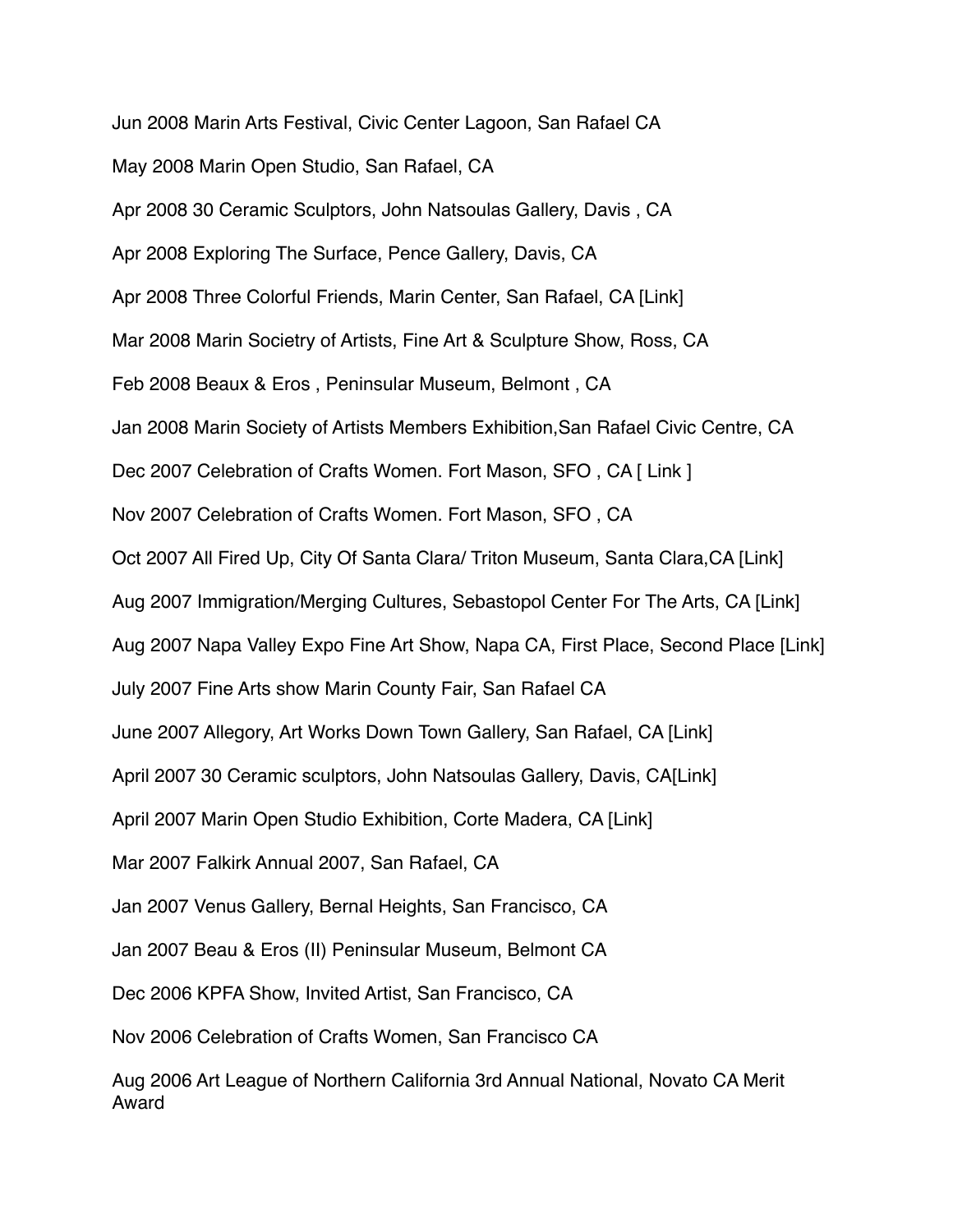Jun 2008 Marin Arts Festival, Civic Center Lagoon, San Rafael CA

May 2008 Marin Open Studio, San Rafael, CA

Apr 2008 30 Ceramic Sculptors, John Natsoulas Gallery, Davis , CA

Apr 2008 Exploring The Surface, Pence Gallery, Davis, CA

Apr 2008 Three Colorful Friends, Marin Center, San Rafael, CA [Link]

Mar 2008 Marin Societry of Artists, Fine Art & Sculpture Show, Ross, CA

Feb 2008 Beaux & Eros , Peninsular Museum, Belmont , CA

Jan 2008 Marin Society of Artists Members Exhibition,San Rafael Civic Centre, CA

Dec 2007 Celebration of Crafts Women. Fort Mason, SFO , CA [ Link ]

Nov 2007 Celebration of Crafts Women. Fort Mason, SFO , CA

Oct 2007 All Fired Up, City Of Santa Clara/ Triton Museum, Santa Clara,CA [Link]

Aug 2007 Immigration/Merging Cultures, Sebastopol Center For The Arts, CA [Link]

Aug 2007 Napa Valley Expo Fine Art Show, Napa CA, First Place, Second Place [Link]

July 2007 Fine Arts show Marin County Fair, San Rafael CA

June 2007 Allegory, Art Works Down Town Gallery, San Rafael, CA [Link]

April 2007 30 Ceramic sculptors, John Natsoulas Gallery, Davis, CA[Link]

April 2007 Marin Open Studio Exhibition, Corte Madera, CA [Link]

Mar 2007 Falkirk Annual 2007, San Rafael, CA

Jan 2007 Venus Gallery, Bernal Heights, San Francisco, CA

Jan 2007 Beau & Eros (II) Peninsular Museum, Belmont CA

Dec 2006 KPFA Show, Invited Artist, San Francisco, CA

Nov 2006 Celebration of Crafts Women, San Francisco CA

Aug 2006 Art League of Northern California 3rd Annual National, Novato CA Merit Award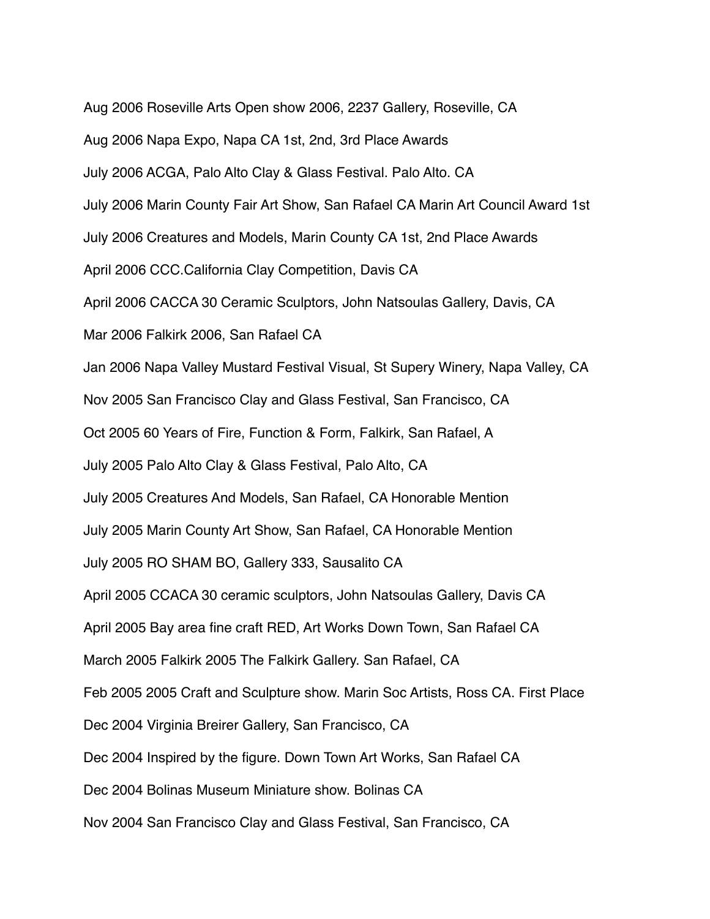Aug 2006 Roseville Arts Open show 2006, 2237 Gallery, Roseville, CA

Aug 2006 Napa Expo, Napa CA 1st, 2nd, 3rd Place Awards

July 2006 ACGA, Palo Alto Clay & Glass Festival. Palo Alto. CA

July 2006 Marin County Fair Art Show, San Rafael CA Marin Art Council Award 1st

July 2006 Creatures and Models, Marin County CA 1st, 2nd Place Awards

April 2006 CCC.California Clay Competition, Davis CA

April 2006 CACCA 30 Ceramic Sculptors, John Natsoulas Gallery, Davis, CA

Mar 2006 Falkirk 2006, San Rafael CA

Jan 2006 Napa Valley Mustard Festival Visual, St Supery Winery, Napa Valley, CA

Nov 2005 San Francisco Clay and Glass Festival, San Francisco, CA

Oct 2005 60 Years of Fire, Function & Form, Falkirk, San Rafael, A

July 2005 Palo Alto Clay & Glass Festival, Palo Alto, CA

July 2005 Creatures And Models, San Rafael, CA Honorable Mention

July 2005 Marin County Art Show, San Rafael, CA Honorable Mention

July 2005 RO SHAM BO, Gallery 333, Sausalito CA

April 2005 CCACA 30 ceramic sculptors, John Natsoulas Gallery, Davis CA

April 2005 Bay area fine craft RED, Art Works Down Town, San Rafael CA

March 2005 Falkirk 2005 The Falkirk Gallery. San Rafael, CA

Feb 2005 2005 Craft and Sculpture show. Marin Soc Artists, Ross CA. First Place

Dec 2004 Virginia Breirer Gallery, San Francisco, CA

Dec 2004 Inspired by the figure. Down Town Art Works, San Rafael CA

Dec 2004 Bolinas Museum Miniature show. Bolinas CA

Nov 2004 San Francisco Clay and Glass Festival, San Francisco, CA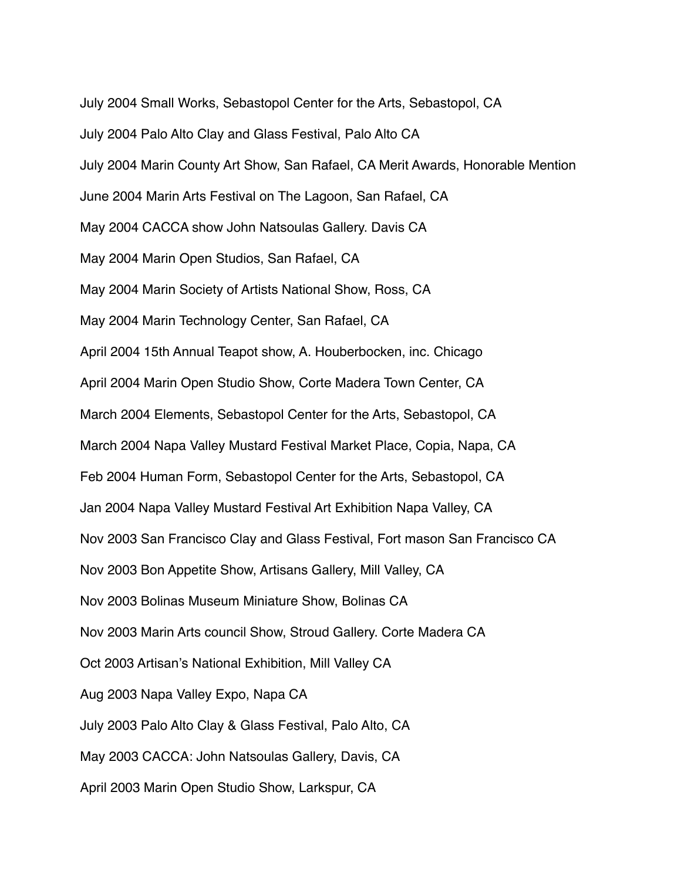July 2004 Small Works, Sebastopol Center for the Arts, Sebastopol, CA

July 2004 Palo Alto Clay and Glass Festival, Palo Alto CA

July 2004 Marin County Art Show, San Rafael, CA Merit Awards, Honorable Mention

June 2004 Marin Arts Festival on The Lagoon, San Rafael, CA

May 2004 CACCA show John Natsoulas Gallery. Davis CA

May 2004 Marin Open Studios, San Rafael, CA

May 2004 Marin Society of Artists National Show, Ross, CA

May 2004 Marin Technology Center, San Rafael, CA

April 2004 15th Annual Teapot show, A. Houberbocken, inc. Chicago

April 2004 Marin Open Studio Show, Corte Madera Town Center, CA

March 2004 Elements, Sebastopol Center for the Arts, Sebastopol, CA

March 2004 Napa Valley Mustard Festival Market Place, Copia, Napa, CA

Feb 2004 Human Form, Sebastopol Center for the Arts, Sebastopol, CA

Jan 2004 Napa Valley Mustard Festival Art Exhibition Napa Valley, CA

Nov 2003 San Francisco Clay and Glass Festival, Fort mason San Francisco CA

Nov 2003 Bon Appetite Show, Artisans Gallery, Mill Valley, CA

Nov 2003 Bolinas Museum Miniature Show, Bolinas CA

Nov 2003 Marin Arts council Show, Stroud Gallery. Corte Madera CA

Oct 2003 Artisan's National Exhibition, Mill Valley CA

Aug 2003 Napa Valley Expo, Napa CA

July 2003 Palo Alto Clay & Glass Festival, Palo Alto, CA

May 2003 CACCA: John Natsoulas Gallery, Davis, CA

April 2003 Marin Open Studio Show, Larkspur, CA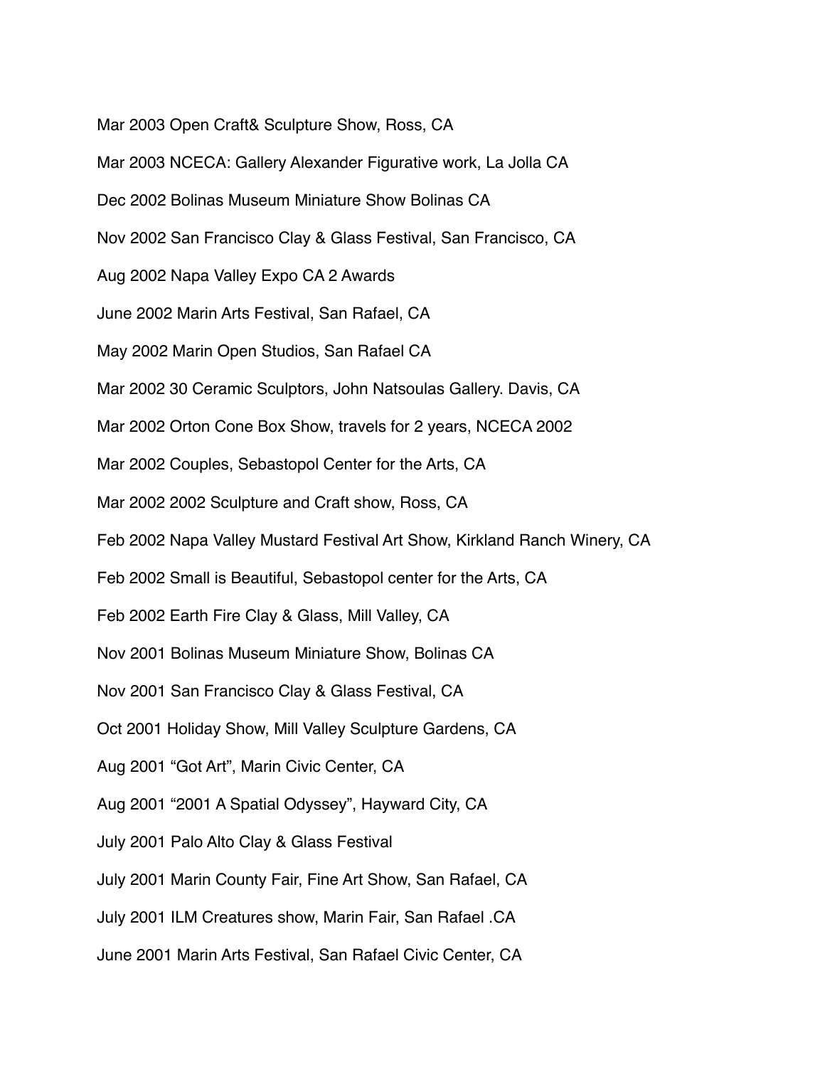Mar 2003 Open Craft& Sculpture Show, Ross, CA

Mar 2003 NCECA: Gallery Alexander Figurative work, La Jolla CA

Dec 2002 Bolinas Museum Miniature Show Bolinas CA

Nov 2002 San Francisco Clay & Glass Festival, San Francisco, CA

Aug 2002 Napa Valley Expo CA 2 Awards

June 2002 Marin Arts Festival, San Rafael, CA

May 2002 Marin Open Studios, San Rafael CA

Mar 2002 30 Ceramic Sculptors, John Natsoulas Gallery. Davis, CA

Mar 2002 Orton Cone Box Show, travels for 2 years, NCECA 2002

Mar 2002 Couples, Sebastopol Center for the Arts, CA

Mar 2002 2002 Sculpture and Craft show, Ross, CA

Feb 2002 Napa Valley Mustard Festival Art Show, Kirkland Ranch Winery, CA

Feb 2002 Small is Beautiful, Sebastopol center for the Arts, CA

Feb 2002 Earth Fire Clay & Glass, Mill Valley, CA

Nov 2001 Bolinas Museum Miniature Show, Bolinas CA

Nov 2001 San Francisco Clay & Glass Festival, CA

Oct 2001 Holiday Show, Mill Valley Sculpture Gardens, CA

Aug 2001 “Got Art”, Marin Civic Center, CA

Aug 2001 “2001 A Spatial Odyssey”, Hayward City, CA

July 2001 Palo Alto Clay & Glass Festival

July 2001 Marin County Fair, Fine Art Show, San Rafael, CA

July 2001 ILM Creatures show, Marin Fair, San Rafael .CA

June 2001 Marin Arts Festival, San Rafael Civic Center, CA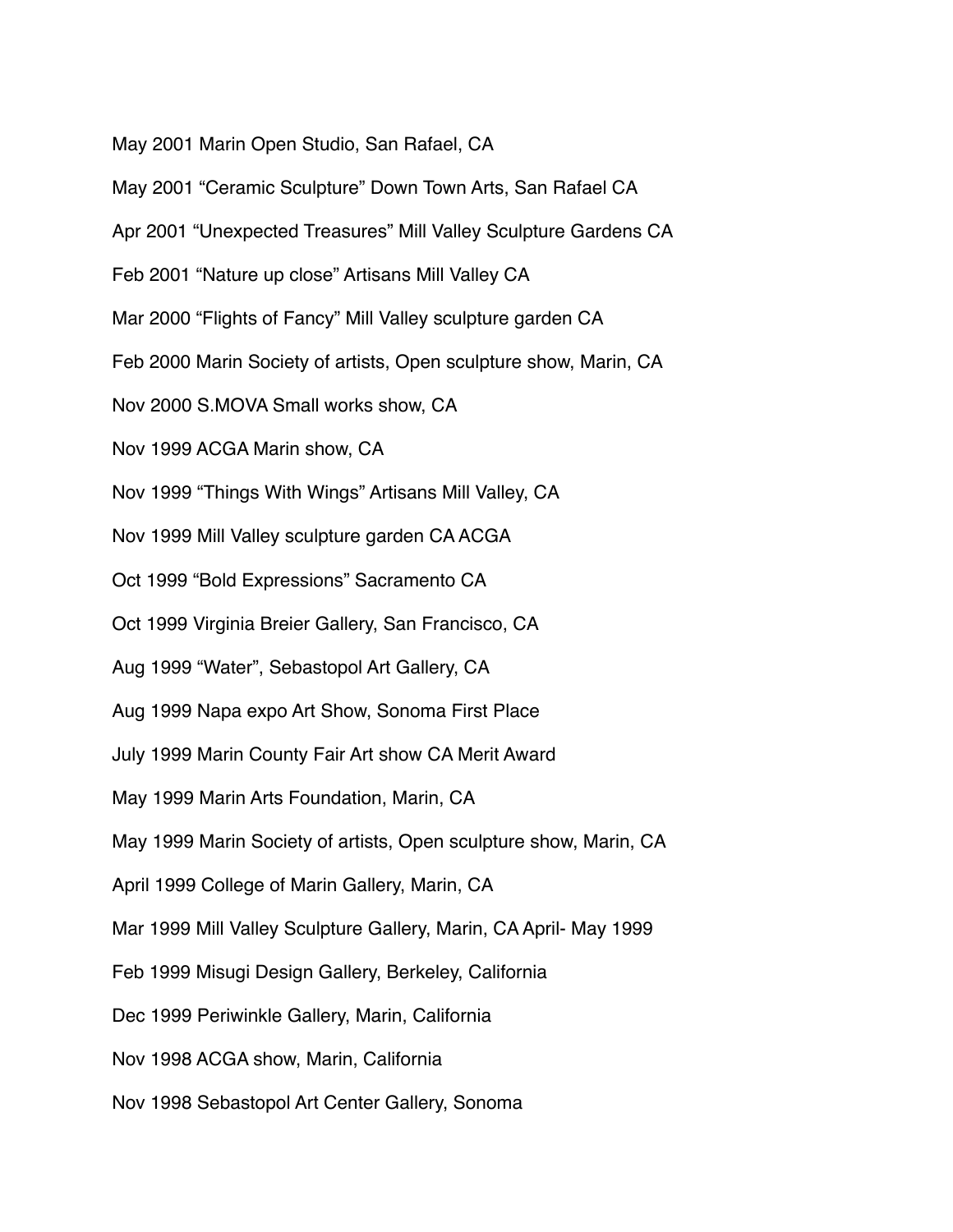May 2001 Marin Open Studio, San Rafael, CA

May 2001 “Ceramic Sculpture” Down Town Arts, San Rafael CA

Apr 2001 “Unexpected Treasures” Mill Valley Sculpture Gardens CA

Feb 2001 “Nature up close” Artisans Mill Valley CA

Mar 2000 “Flights of Fancy” Mill Valley sculpture garden CA

Feb 2000 Marin Society of artists, Open sculpture show, Marin, CA

Nov 2000 S.MOVA Small works show, CA

Nov 1999 ACGA Marin show, CA

Nov 1999 “Things With Wings” Artisans Mill Valley, CA

Nov 1999 Mill Valley sculpture garden CA ACGA

Oct 1999 “Bold Expressions” Sacramento CA

Oct 1999 Virginia Breier Gallery, San Francisco, CA

Aug 1999 “Water”, Sebastopol Art Gallery, CA

Aug 1999 Napa expo Art Show, Sonoma First Place

July 1999 Marin County Fair Art show CA Merit Award

May 1999 Marin Arts Foundation, Marin, CA

May 1999 Marin Society of artists, Open sculpture show, Marin, CA

April 1999 College of Marin Gallery, Marin, CA

Mar 1999 Mill Valley Sculpture Gallery, Marin, CA April- May 1999

Feb 1999 Misugi Design Gallery, Berkeley, California

Dec 1999 Periwinkle Gallery, Marin, California

Nov 1998 ACGA show, Marin, California

Nov 1998 Sebastopol Art Center Gallery, Sonoma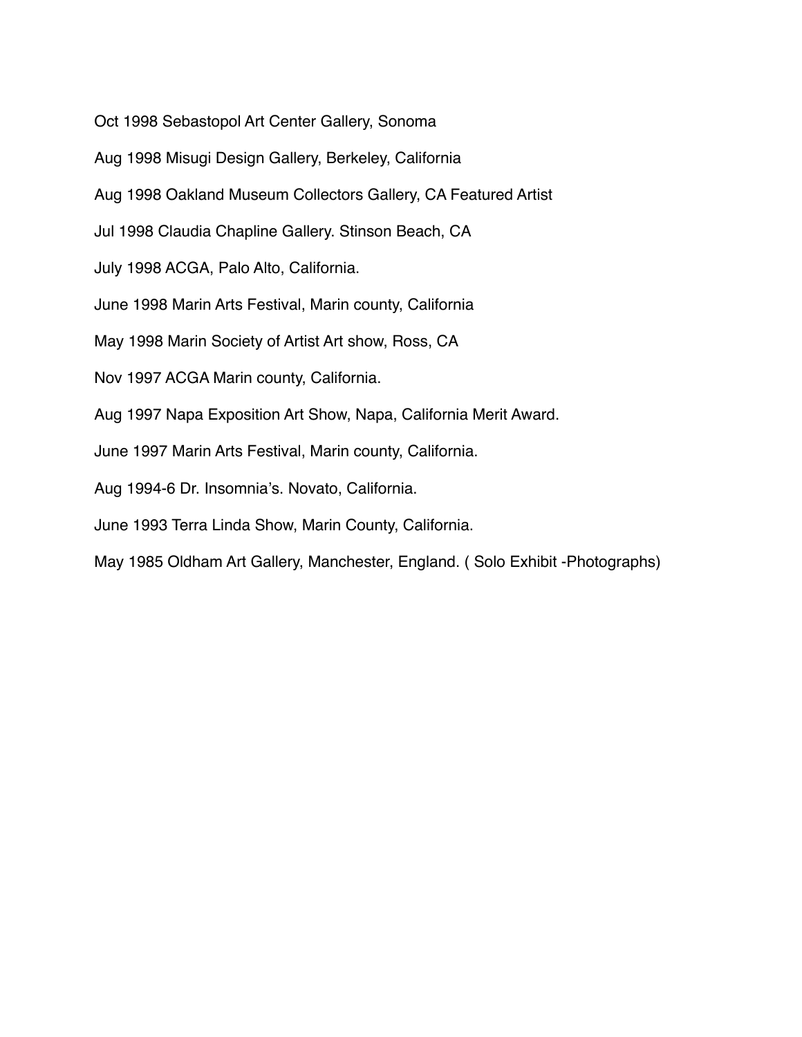Oct 1998 Sebastopol Art Center Gallery, Sonoma

Aug 1998 Misugi Design Gallery, Berkeley, California

Aug 1998 Oakland Museum Collectors Gallery, CA Featured Artist

Jul 1998 Claudia Chapline Gallery. Stinson Beach, CA

July 1998 ACGA, Palo Alto, California.

June 1998 Marin Arts Festival, Marin county, California

May 1998 Marin Society of Artist Art show, Ross, CA

Nov 1997 ACGA Marin county, California.

Aug 1997 Napa Exposition Art Show, Napa, California Merit Award.

June 1997 Marin Arts Festival, Marin county, California.

Aug 1994-6 Dr. Insomnia's. Novato, California.

June 1993 Terra Linda Show, Marin County, California.

May 1985 Oldham Art Gallery, Manchester, England. ( Solo Exhibit -Photographs)